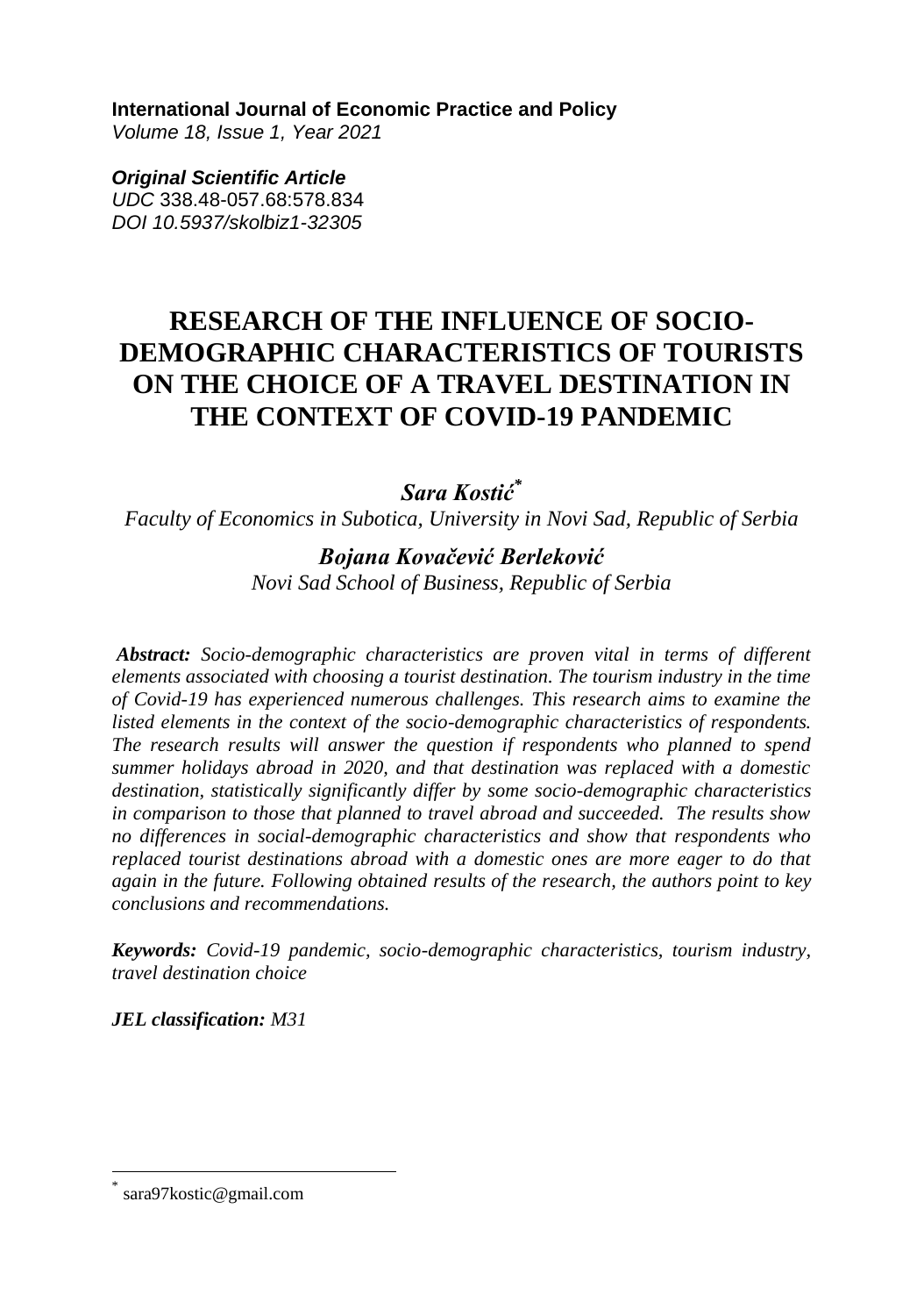**International Journal of Economic Practice and Policy**
*Volume 18, Issue 1, Year 2021*

***Original Scientific Article***
*UDC* 338.48-057.68:578.834
*DOI 10.5937/skolbiz1-32305*

# RESEARCH OF THE INFLUENCE OF SOCIO-DEMOGRAPHIC CHARACTERISTICS OF TOURISTS ON THE CHOICE OF A TRAVEL DESTINATION IN THE CONTEXT OF COVID-19 PANDEMIC

***Sara Kostić*** [*]
*Faculty of Economics in Subotica, University in Novi Sad, Republic of Serbia*

***Bojana Kovačević Berleković***
*Novi Sad School of Business, Republic of Serbia*

***Abstract:*** *Socio-demographic characteristics are proven vital in terms of different elements associated with choosing a tourist destination. The tourism industry in the time of Covid-19 has experienced numerous challenges. This research aims to examine the listed elements in the context of the socio-demographic characteristics of respondents. The research results will answer the question if respondents who planned to spend summer holidays abroad in 2020, and that destination was replaced with a domestic destination, statistically significantly differ by some socio-demographic characteristics in comparison to those that planned to travel abroad and succeeded. The results show no differences in social-demographic characteristics and show that respondents who replaced tourist destinations abroad with a domestic ones are more eager to do that again in the future. Following obtained results of the research, the authors point to key conclusions and recommendations.*

***Keywords:*** *Covid-19 pandemic, socio-demographic characteristics, tourism industry, travel destination choice*

***JEL classification:*** *M31*

---

[*] sara97kostic@gmail.com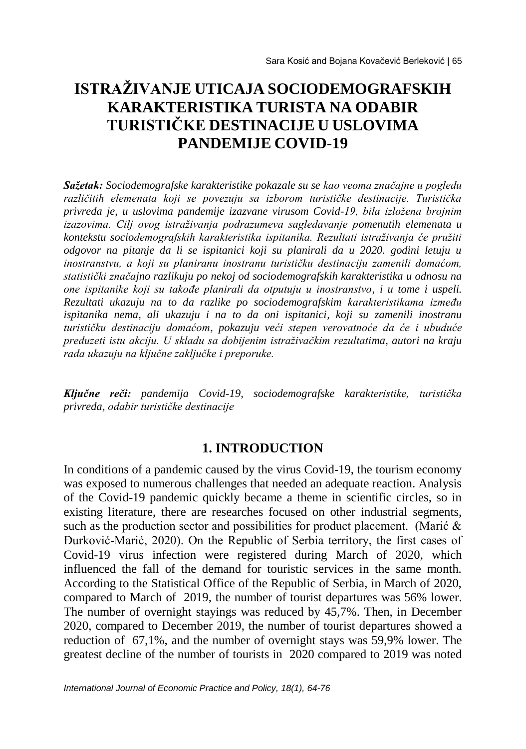# ISTRAŽIVANJE UTICAJA SOCIODEMOGRAFSKIH KARAKTERISTIKA TURISTA NA ODABIR TURISTIČKE DESTINACIJE U USLOVIMA PANDEMIJE COVID-19

***Sažetak:*** *Sociodemografske karakteristike pokazale su se kao veoma značajne u pogledu različitih elemenata koji se povezuju sa izborom turističke destinacije. Turistička privreda je, u uslovima pandemije izazvane virusom Covid-19, bila izložena brojnim izazovima. Cilj ovog istraživanja podrazumeva sagledavanje pomenutih elemenata u kontekstu sociodemografskih karakteristika ispitanika. Rezultati istraživanja će pružiti odgovor na pitanje da li se ispitanici koji su planirali da u 2020. godini letuju u inostranstvu, a koji su planiranu inostranu turističku destinaciju zamenili domaćom, statistički značajno razlikuju po nekoj od sociodemografskih karakteristika u odnosu na one ispitanike koji su takođe planirali da otputuju u inostranstvo, i u tome i uspeli. Rezultati ukazuju na to da razlike po sociodemografskim karakteristikama između ispitanika nema, ali ukazuju i na to da oni ispitanici, koji su zamenili inostranu turističku destinaciju domaćom, pokazuju veći stepen verovatnoće da će i ubuduće preduzeti istu akciju. U skladu sa dobijenim istraživačkim rezultatima, autori na kraju rada ukazuju na ključne zaključke i preporuke.*

***Ključne reči:*** *pandemija Covid-19, sociodemografske karakteristike, turistička privreda, odabir turističke destinacije*

## 1. INTRODUCTION

In conditions of a pandemic caused by the virus Covid-19, the tourism economy was exposed to numerous challenges that needed an adequate reaction. Analysis of the Covid-19 pandemic quickly became a theme in scientific circles, so in existing literature, there are researches focused on other industrial segments, such as the production sector and possibilities for product placement. (Marić & Đurković-Marić, 2020). On the Republic of Serbia territory, the first cases of Covid-19 virus infection were registered during March of 2020, which influenced the fall of the demand for touristic services in the same month. According to the Statistical Office of the Republic of Serbia, in March of 2020, compared to March of 2019, the number of tourist departures was 56% lower. The number of overnight stayings was reduced by 45,7%. Then, in December 2020, compared to December 2019, the number of tourist departures showed a reduction of 67,1%, and the number of overnight stays was 59,9% lower. The greatest decline of the number of tourists in 2020 compared to 2019 was noted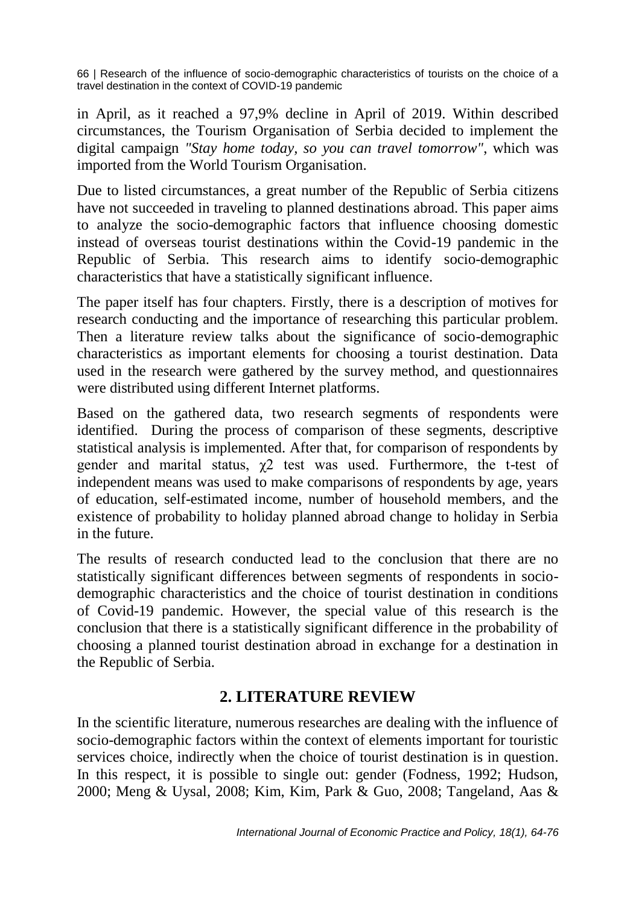in April, as it reached a 97,9% decline in April of 2019. Within described circumstances, the Tourism Organisation of Serbia decided to implement the digital campaign *"Stay home today, so you can travel tomorrow"*, which was imported from the World Tourism Organisation.

Due to listed circumstances, a great number of the Republic of Serbia citizens have not succeeded in traveling to planned destinations abroad. This paper aims to analyze the socio-demographic factors that influence choosing domestic instead of overseas tourist destinations within the Covid-19 pandemic in the Republic of Serbia. This research aims to identify socio-demographic characteristics that have a statistically significant influence.

The paper itself has four chapters. Firstly, there is a description of motives for research conducting and the importance of researching this particular problem. Then a literature review talks about the significance of socio-demographic characteristics as important elements for choosing a tourist destination. Data used in the research were gathered by the survey method, and questionnaires were distributed using different Internet platforms.

Based on the gathered data, two research segments of respondents were identified. During the process of comparison of these segments, descriptive statistical analysis is implemented. After that, for comparison of respondents by gender and marital status, $\chi^2$ test was used. Furthermore, the t-test of independent means was used to make comparisons of respondents by age, years of education, self-estimated income, number of household members, and the existence of probability to holiday planned abroad change to holiday in Serbia in the future.

The results of research conducted lead to the conclusion that there are no statistically significant differences between segments of respondents in socio-demographic characteristics and the choice of tourist destination in conditions of Covid-19 pandemic. However, the special value of this research is the conclusion that there is a statistically significant difference in the probability of choosing a planned tourist destination abroad in exchange for a destination in the Republic of Serbia.

## 2. LITERATURE REVIEW

In the scientific literature, numerous researches are dealing with the influence of socio-demographic factors within the context of elements important for touristic services choice, indirectly when the choice of tourist destination is in question. In this respect, it is possible to single out: gender (Fodness, 1992; Hudson, 2000; Meng & Uysal, 2008; Kim, Kim, Park & Guo, 2008; Tangeland, Aas &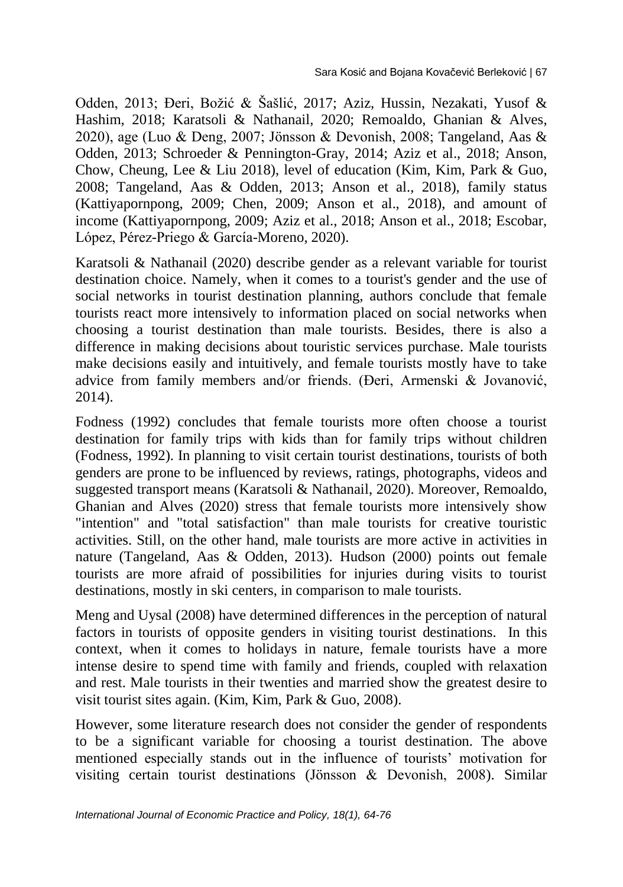Odden, 2013; Đeri, Božić & Šašlić, 2017; Aziz, Hussin, Nezakati, Yusof & Hashim, 2018; Karatsoli & Nathanail, 2020; Remoaldo, Ghanian & Alves, 2020), age (Luo & Deng, 2007; Jönsson & Devonish, 2008; Tangeland, Aas & Odden, 2013; Schroeder & Pennington-Gray, 2014; Aziz et al., 2018; Anson, Chow, Cheung, Lee & Liu 2018), level of education (Kim, Kim, Park & Guo, 2008; Tangeland, Aas & Odden, 2013; Anson et al., 2018), family status (Kattiyapornpong, 2009; Chen, 2009; Anson et al., 2018), and amount of income (Kattiyapornpong, 2009; Aziz et al., 2018; Anson et al., 2018; Escobar, López, Pérez-Priego & García-Moreno, 2020).

Karatsoli & Nathanail (2020) describe gender as a relevant variable for tourist destination choice. Namely, when it comes to a tourist's gender and the use of social networks in tourist destination planning, authors conclude that female tourists react more intensively to information placed on social networks when choosing a tourist destination than male tourists. Besides, there is also a difference in making decisions about touristic services purchase. Male tourists make decisions easily and intuitively, and female tourists mostly have to take advice from family members and/or friends. (Đeri, Armenski & Jovanović, 2014).

Fodness (1992) concludes that female tourists more often choose a tourist destination for family trips with kids than for family trips without children (Fodness, 1992). In planning to visit certain tourist destinations, tourists of both genders are prone to be influenced by reviews, ratings, photographs, videos and suggested transport means (Karatsoli & Nathanail, 2020). Moreover, Remoaldo, Ghanian and Alves (2020) stress that female tourists more intensively show "intention" and "total satisfaction" than male tourists for creative touristic activities. Still, on the other hand, male tourists are more active in activities in nature (Tangeland, Aas & Odden, 2013). Hudson (2000) points out female tourists are more afraid of possibilities for injuries during visits to tourist destinations, mostly in ski centers, in comparison to male tourists.

Meng and Uysal (2008) have determined differences in the perception of natural factors in tourists of opposite genders in visiting tourist destinations. In this context, when it comes to holidays in nature, female tourists have a more intense desire to spend time with family and friends, coupled with relaxation and rest. Male tourists in their twenties and married show the greatest desire to visit tourist sites again. (Kim, Kim, Park & Guo, 2008).

However, some literature research does not consider the gender of respondents to be a significant variable for choosing a tourist destination. The above mentioned especially stands out in the influence of tourists' motivation for visiting certain tourist destinations (Jönsson & Devonish, 2008). Similar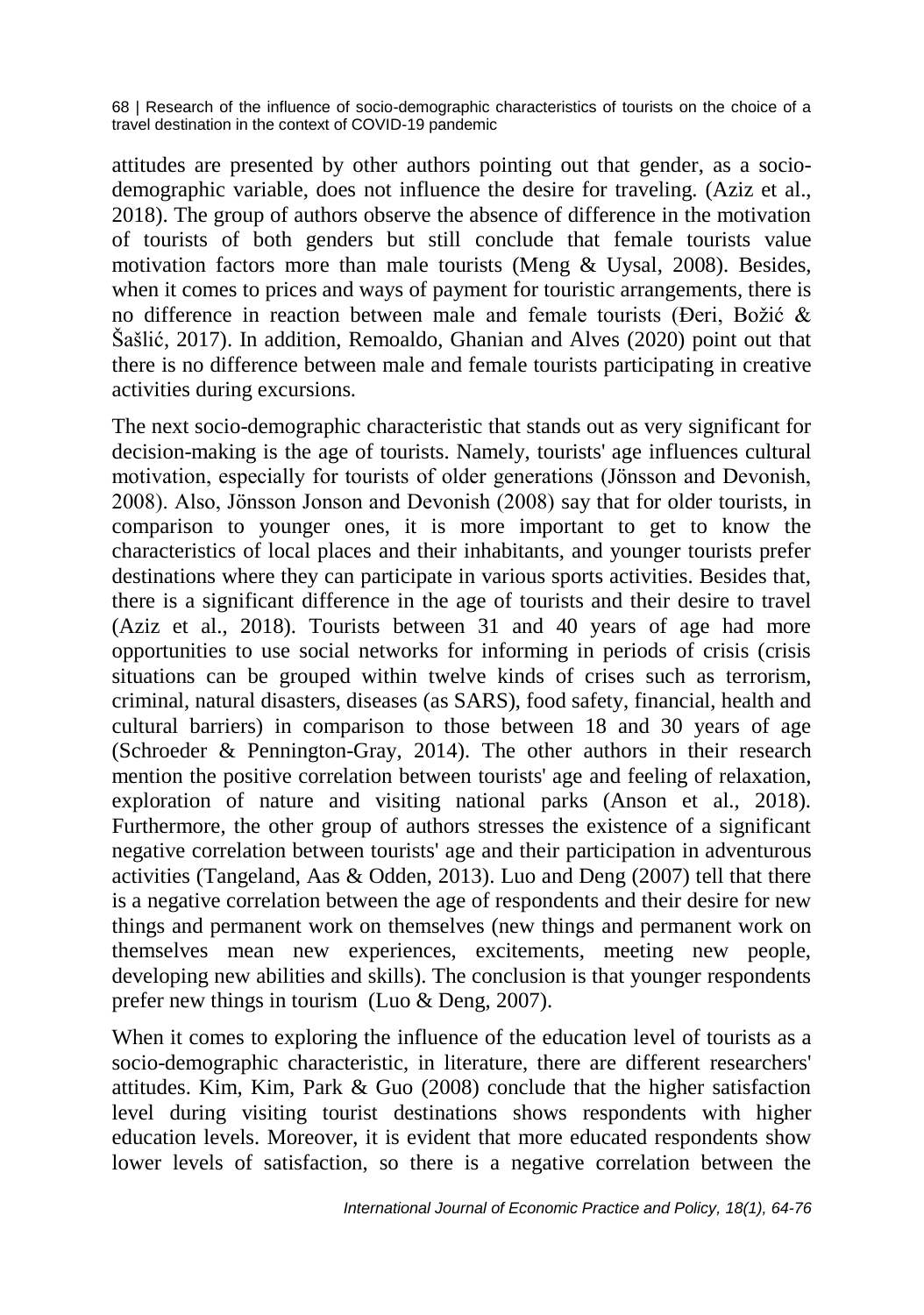attitudes are presented by other authors pointing out that gender, as a socio-demographic variable, does not influence the desire for traveling. (Aziz et al., 2018). The group of authors observe the absence of difference in the motivation of tourists of both genders but still conclude that female tourists value motivation factors more than male tourists (Meng & Uysal, 2008). Besides, when it comes to prices and ways of payment for touristic arrangements, there is no difference in reaction between male and female tourists (Đeri, Božić & Šašlić, 2017). In addition, Remoaldo, Ghanian and Alves (2020) point out that there is no difference between male and female tourists participating in creative activities during excursions.

The next socio-demographic characteristic that stands out as very significant for decision-making is the age of tourists. Namely, tourists' age influences cultural motivation, especially for tourists of older generations (Jönsson and Devonish, 2008). Also, Jönsson Jonson and Devonish (2008) say that for older tourists, in comparison to younger ones, it is more important to get to know the characteristics of local places and their inhabitants, and younger tourists prefer destinations where they can participate in various sports activities. Besides that, there is a significant difference in the age of tourists and their desire to travel (Aziz et al., 2018). Tourists between 31 and 40 years of age had more opportunities to use social networks for informing in periods of crisis (crisis situations can be grouped within twelve kinds of crises such as terrorism, criminal, natural disasters, diseases (as SARS), food safety, financial, health and cultural barriers) in comparison to those between 18 and 30 years of age (Schroeder & Pennington-Gray, 2014). The other authors in their research mention the positive correlation between tourists' age and feeling of relaxation, exploration of nature and visiting national parks (Anson et al., 2018). Furthermore, the other group of authors stresses the existence of a significant negative correlation between tourists' age and their participation in adventurous activities (Tangeland, Aas & Odden, 2013). Luo and Deng (2007) tell that there is a negative correlation between the age of respondents and their desire for new things and permanent work on themselves (new things and permanent work on themselves mean new experiences, excitements, meeting new people, developing new abilities and skills). The conclusion is that younger respondents prefer new things in tourism (Luo & Deng, 2007).

When it comes to exploring the influence of the education level of tourists as a socio-demographic characteristic, in literature, there are different researchers' attitudes. Kim, Kim, Park & Guo (2008) conclude that the higher satisfaction level during visiting tourist destinations shows respondents with higher education levels. Moreover, it is evident that more educated respondents show lower levels of satisfaction, so there is a negative correlation between the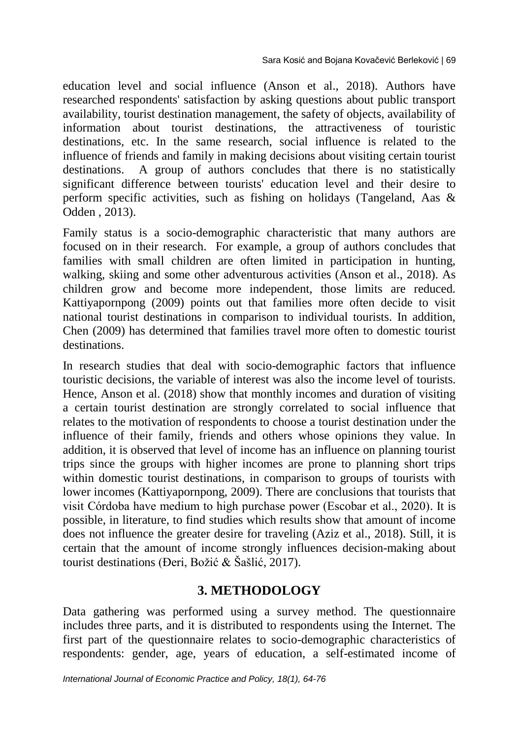education level and social influence (Anson et al., 2018). Authors have researched respondents' satisfaction by asking questions about public transport availability, tourist destination management, the safety of objects, availability of information about tourist destinations, the attractiveness of touristic destinations, etc. In the same research, social influence is related to the influence of friends and family in making decisions about visiting certain tourist destinations. A group of authors concludes that there is no statistically significant difference between tourists' education level and their desire to perform specific activities, such as fishing on holidays (Tangeland, Aas & Odden , 2013).

Family status is a socio-demographic characteristic that many authors are focused on in their research. For example, a group of authors concludes that families with small children are often limited in participation in hunting, walking, skiing and some other adventurous activities (Anson et al., 2018). As children grow and become more independent, those limits are reduced. Kattiyapornpong (2009) points out that families more often decide to visit national tourist destinations in comparison to individual tourists. In addition, Chen (2009) has determined that families travel more often to domestic tourist destinations.

In research studies that deal with socio-demographic factors that influence touristic decisions, the variable of interest was also the income level of tourists. Hence, Anson et al. (2018) show that monthly incomes and duration of visiting a certain tourist destination are strongly correlated to social influence that relates to the motivation of respondents to choose a tourist destination under the influence of their family, friends and others whose opinions they value. In addition, it is observed that level of income has an influence on planning tourist trips since the groups with higher incomes are prone to planning short trips within domestic tourist destinations, in comparison to groups of tourists with lower incomes (Kattiyapornpong, 2009). There are conclusions that tourists that visit Córdoba have medium to high purchase power (Escobar et al., 2020). It is possible, in literature, to find studies which results show that amount of income does not influence the greater desire for traveling (Aziz et al., 2018). Still, it is certain that the amount of income strongly influences decision-making about tourist destinations (Đeri, Božić & Šašlić, 2017).

## 3. METHODOLOGY

Data gathering was performed using a survey method. The questionnaire includes three parts, and it is distributed to respondents using the Internet. The first part of the questionnaire relates to socio-demographic characteristics of respondents: gender, age, years of education, a self-estimated income of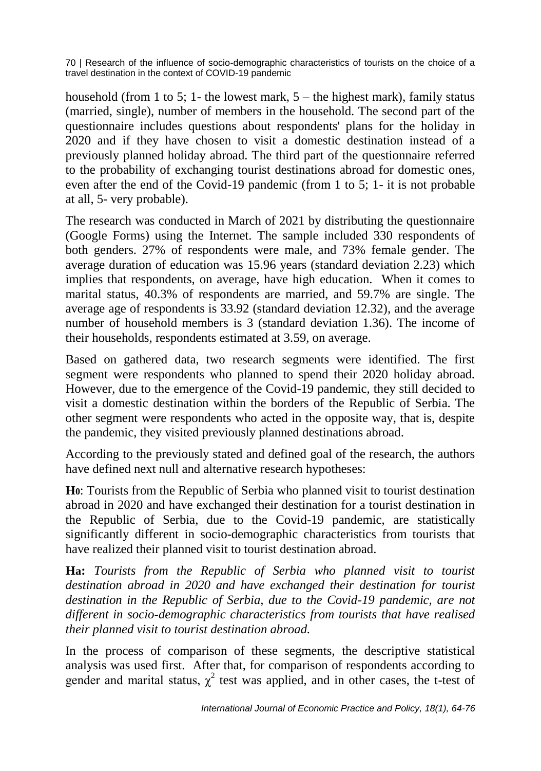household (from 1 to 5; 1- the lowest mark, 5 – the highest mark), family status (married, single), number of members in the household. The second part of the questionnaire includes questions about respondents' plans for the holiday in 2020 and if they have chosen to visit a domestic destination instead of a previously planned holiday abroad. The third part of the questionnaire referred to the probability of exchanging tourist destinations abroad for domestic ones, even after the end of the Covid-19 pandemic (from 1 to 5; 1- it is not probable at all, 5- very probable).

The research was conducted in March of 2021 by distributing the questionnaire (Google Forms) using the Internet. The sample included 330 respondents of both genders. 27% of respondents were male, and 73% female gender. The average duration of education was 15.96 years (standard deviation 2.23) which implies that respondents, on average, have high education. When it comes to marital status, 40.3% of respondents are married, and 59.7% are single. The average age of respondents is 33.92 (standard deviation 12.32), and the average number of household members is 3 (standard deviation 1.36). The income of their households, respondents estimated at 3.59, on average.

Based on gathered data, two research segments were identified. The first segment were respondents who planned to spend their 2020 holiday abroad. However, due to the emergence of the Covid-19 pandemic, they still decided to visit a domestic destination within the borders of the Republic of Serbia. The other segment were respondents who acted in the opposite way, that is, despite the pandemic, they visited previously planned destinations abroad.

According to the previously stated and defined goal of the research, the authors have defined next null and alternative research hypotheses:

**$H_0$**: Tourists from the Republic of Serbia who planned visit to tourist destination abroad in 2020 and have exchanged their destination for a tourist destination in the Republic of Serbia, due to the Covid-19 pandemic, are statistically significantly different in socio-demographic characteristics from tourists that have realized their planned visit to tourist destination abroad.

**Ha:** *Tourists from the Republic of Serbia who planned visit to tourist destination abroad in 2020 and have exchanged their destination for tourist destination in the Republic of Serbia, due to the Covid-19 pandemic, are not different in socio-demographic characteristics from tourists that have realised their planned visit to tourist destination abroad.*

In the process of comparison of these segments, the descriptive statistical analysis was used first. After that, for comparison of respondents according to gender and marital status, $\chi^2$ test was applied, and in other cases, the t-test of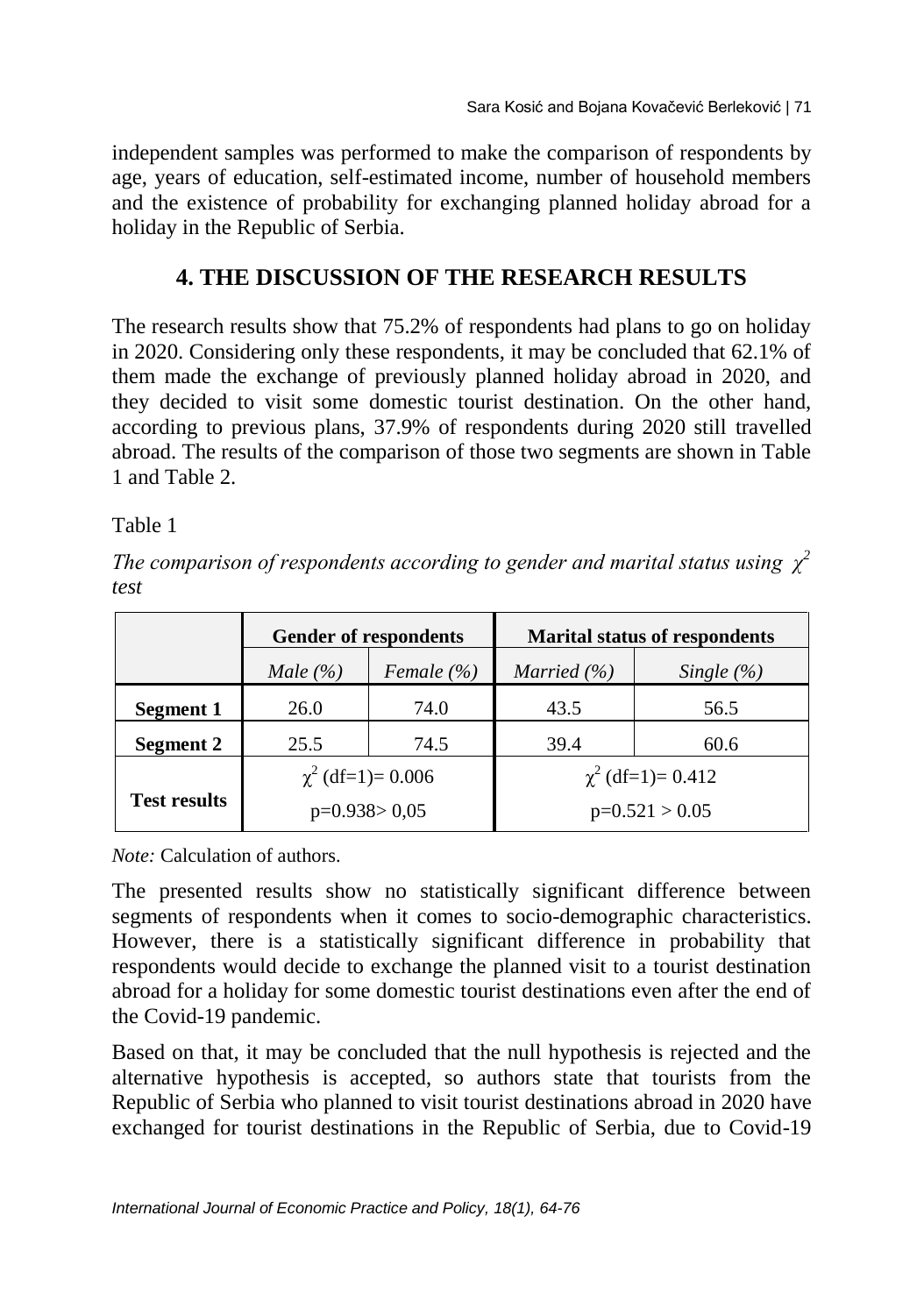independent samples was performed to make the comparison of respondents by age, years of education, self-estimated income, number of household members and the existence of probability for exchanging planned holiday abroad for a holiday in the Republic of Serbia.

## 4. THE DISCUSSION OF THE RESEARCH RESULTS

The research results show that 75.2% of respondents had plans to go on holiday in 2020. Considering only these respondents, it may be concluded that 62.1% of them made the exchange of previously planned holiday abroad in 2020, and they decided to visit some domestic tourist destination. On the other hand, according to previous plans, 37.9% of respondents during 2020 still travelled abroad. The results of the comparison of those two segments are shown in Table 1 and Table 2.

Table 1

*The comparison of respondents according to gender and marital status using $\chi^2$ test*

| | **Gender of respondents** | | **Marital status of respondents** | |
|---|---|---|---|---|
| | *Male (%)* | *Female (%)* | *Married (%)* | *Single (%)* |
| **Segment 1** | 26.0 | 74.0 | 43.5 | 56.5 |
| **Segment 2** | 25.5 | 74.5 | 39.4 | 60.6 |
| **Test results** | $\chi^2$ (df=1)= 0.006<br>p=0.938> 0,05 | | $\chi^2$ (df=1)= 0.412<br>p=0.521 > 0.05 | |

*Note:* Calculation of authors.

The presented results show no statistically significant difference between segments of respondents when it comes to socio-demographic characteristics. However, there is a statistically significant difference in probability that respondents would decide to exchange the planned visit to a tourist destination abroad for a holiday for some domestic tourist destinations even after the end of the Covid-19 pandemic.

Based on that, it may be concluded that the null hypothesis is rejected and the alternative hypothesis is accepted, so authors state that tourists from the Republic of Serbia who planned to visit tourist destinations abroad in 2020 have exchanged for tourist destinations in the Republic of Serbia, due to Covid-19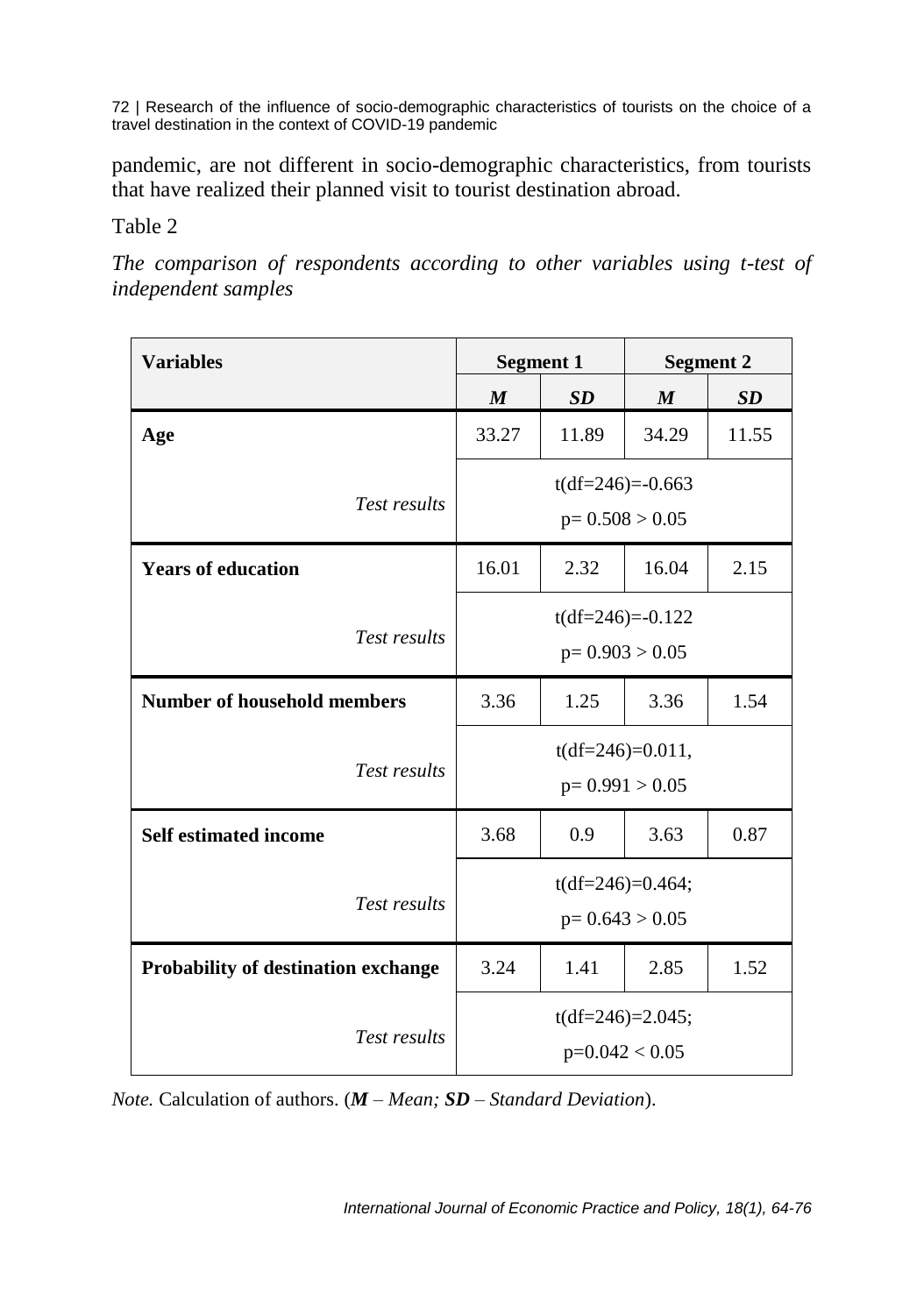pandemic, are not different in socio-demographic characteristics, from tourists that have realized their planned visit to tourist destination abroad.

Table 2

*The comparison of respondents according to other variables using t-test of independent samples*

| **Variables** | **Segment 1** | | **Segment 2** | |
|---|---|---|---|---|
| | ***M*** | ***SD*** | ***M*** | ***SD*** |
| **Age** | 33.27 | 11.89 | 34.29 | 11.55 |
| *Test results* | $t(df=246)=-0.663$; $p= 0.508 > 0.05$ | | | |
| **Years of education** | 16.01 | 2.32 | 16.04 | 2.15 |
| *Test results* | $t(df=246)=-0.122$; $p= 0.903 > 0.05$ | | | |
| **Number of household members** | 3.36 | 1.25 | 3.36 | 1.54 |
| *Test results* | $t(df=246)=0.011$, $p= 0.991 > 0.05$ | | | |
| **Self estimated income** | 3.68 | 0.9 | 3.63 | 0.87 |
| *Test results* | $t(df=246)=0.464$; $p= 0.643 > 0.05$ | | | |
| **Probability of destination exchange** | 3.24 | 1.41 | 2.85 | 1.52 |
| *Test results* | $t(df=246)=2.045$; $p=0.042 < 0.05$ | | | |

*Note.* Calculation of authors. (***M*** *– Mean;* ***SD*** *– Standard Deviation*).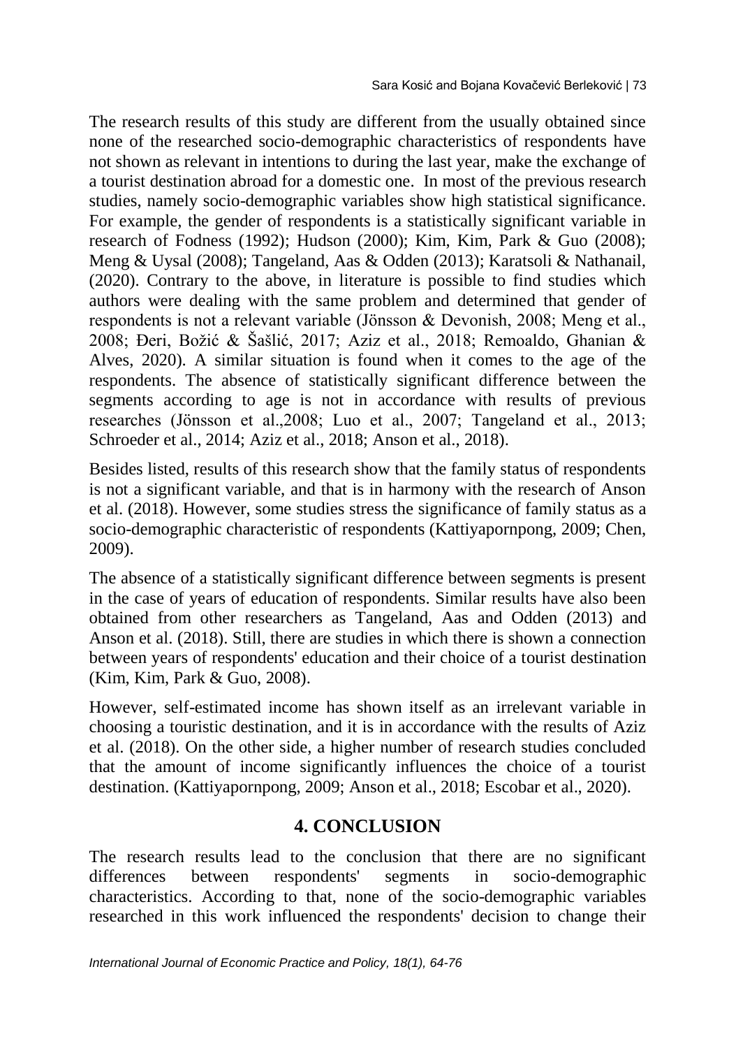The research results of this study are different from the usually obtained since none of the researched socio-demographic characteristics of respondents have not shown as relevant in intentions to during the last year, make the exchange of a tourist destination abroad for a domestic one. In most of the previous research studies, namely socio-demographic variables show high statistical significance. For example, the gender of respondents is a statistically significant variable in research of Fodness (1992); Hudson (2000); Kim, Kim, Park & Guo (2008); Meng & Uysal (2008); Tangeland, Aas & Odden (2013); Karatsoli & Nathanail, (2020). Contrary to the above, in literature is possible to find studies which authors were dealing with the same problem and determined that gender of respondents is not a relevant variable (Jönsson & Devonish, 2008; Meng et al., 2008; Đeri, Božić & Šašlić, 2017; Aziz et al., 2018; Remoaldo, Ghanian & Alves, 2020). A similar situation is found when it comes to the age of the respondents. The absence of statistically significant difference between the segments according to age is not in accordance with results of previous researches (Jönsson et al.,2008; Luo et al., 2007; Tangeland et al., 2013; Schroeder et al., 2014; Aziz et al., 2018; Anson et al., 2018).

Besides listed, results of this research show that the family status of respondents is not a significant variable, and that is in harmony with the research of Anson et al. (2018). However, some studies stress the significance of family status as a socio-demographic characteristic of respondents (Kattiyapornpong, 2009; Chen, 2009).

The absence of a statistically significant difference between segments is present in the case of years of education of respondents. Similar results have also been obtained from other researchers as Tangeland, Aas and Odden (2013) and Anson et al. (2018). Still, there are studies in which there is shown a connection between years of respondents' education and their choice of a tourist destination (Kim, Kim, Park & Guo, 2008).

However, self-estimated income has shown itself as an irrelevant variable in choosing a touristic destination, and it is in accordance with the results of Aziz et al. (2018). On the other side, a higher number of research studies concluded that the amount of income significantly influences the choice of a tourist destination. (Kattiyapornpong, 2009; Anson et al., 2018; Escobar et al., 2020).

## 4. CONCLUSION

The research results lead to the conclusion that there are no significant differences between respondents' segments in socio-demographic characteristics. According to that, none of the socio-demographic variables researched in this work influenced the respondents' decision to change their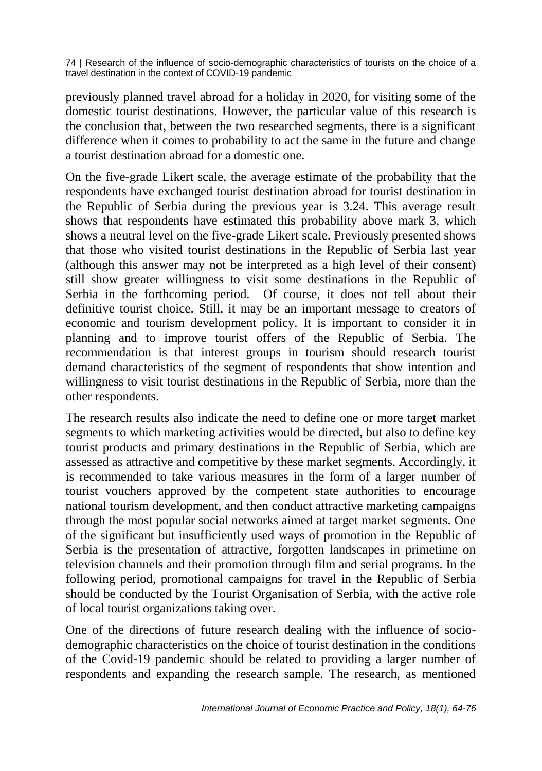previously planned travel abroad for a holiday in 2020, for visiting some of the domestic tourist destinations. However, the particular value of this research is the conclusion that, between the two researched segments, there is a significant difference when it comes to probability to act the same in the future and change a tourist destination abroad for a domestic one.

On the five-grade Likert scale, the average estimate of the probability that the respondents have exchanged tourist destination abroad for tourist destination in the Republic of Serbia during the previous year is 3.24. This average result shows that respondents have estimated this probability above mark 3, which shows a neutral level on the five-grade Likert scale. Previously presented shows that those who visited tourist destinations in the Republic of Serbia last year (although this answer may not be interpreted as a high level of their consent) still show greater willingness to visit some destinations in the Republic of Serbia in the forthcoming period. Of course, it does not tell about their definitive tourist choice. Still, it may be an important message to creators of economic and tourism development policy. It is important to consider it in planning and to improve tourist offers of the Republic of Serbia. The recommendation is that interest groups in tourism should research tourist demand characteristics of the segment of respondents that show intention and willingness to visit tourist destinations in the Republic of Serbia, more than the other respondents.

The research results also indicate the need to define one or more target market segments to which marketing activities would be directed, but also to define key tourist products and primary destinations in the Republic of Serbia, which are assessed as attractive and competitive by these market segments. Accordingly, it is recommended to take various measures in the form of a larger number of tourist vouchers approved by the competent state authorities to encourage national tourism development, and then conduct attractive marketing campaigns through the most popular social networks aimed at target market segments. One of the significant but insufficiently used ways of promotion in the Republic of Serbia is the presentation of attractive, forgotten landscapes in primetime on television channels and their promotion through film and serial programs. In the following period, promotional campaigns for travel in the Republic of Serbia should be conducted by the Tourist Organisation of Serbia, with the active role of local tourist organizations taking over.

One of the directions of future research dealing with the influence of socio-demographic characteristics on the choice of tourist destination in the conditions of the Covid-19 pandemic should be related to providing a larger number of respondents and expanding the research sample. The research, as mentioned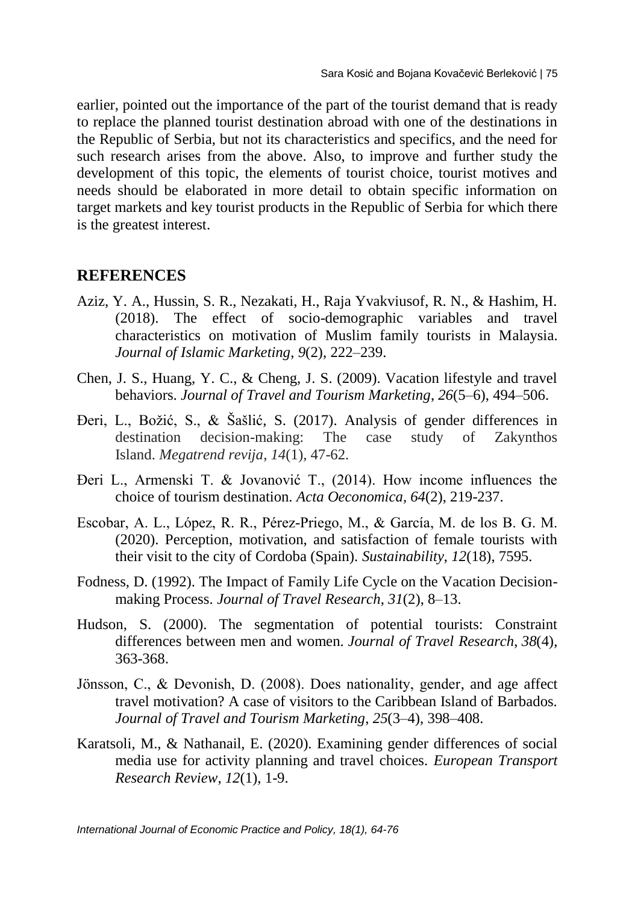earlier, pointed out the importance of the part of the tourist demand that is ready to replace the planned tourist destination abroad with one of the destinations in the Republic of Serbia, but not its characteristics and specifics, and the need for such research arises from the above. Also, to improve and further study the development of this topic, the elements of tourist choice, tourist motives and needs should be elaborated in more detail to obtain specific information on target markets and key tourist products in the Republic of Serbia for which there is the greatest interest.

## REFERENCES

Aziz, Y. A., Hussin, S. R., Nezakati, H., Raja Yvakviusof, R. N., & Hashim, H. (2018). The effect of socio-demographic variables and travel characteristics on motivation of Muslim family tourists in Malaysia. *Journal of Islamic Marketing*, *9*(2), 222–239.

Chen, J. S., Huang, Y. C., & Cheng, J. S. (2009). Vacation lifestyle and travel behaviors. *Journal of Travel and Tourism Marketing*, *26*(5–6), 494–506.

Đeri, L., Božić, S., & Šašlić, S. (2017). Analysis of gender differences in destination decision-making: The case study of Zakynthos Island. *Megatrend revija*, *14*(1), 47-62.

Đeri L., Armenski T. & Jovanović T., (2014). How income influences the choice of tourism destination. *Acta Oeconomica, 64*(2), 219-237.

Escobar, A. L., López, R. R., Pérez-Priego, M., & García, M. de los B. G. M. (2020). Perception, motivation, and satisfaction of female tourists with their visit to the city of Cordoba (Spain). *Sustainability*, *12*(18), 7595.

Fodness, D. (1992). The Impact of Family Life Cycle on the Vacation Decision-making Process. *Journal of Travel Research*, *31*(2), 8–13.

Hudson, S. (2000). The segmentation of potential tourists: Constraint differences between men and women. *Journal of Travel Research*, *38*(4), 363-368.

Jönsson, C., & Devonish, D. (2008). Does nationality, gender, and age affect travel motivation? A case of visitors to the Caribbean Island of Barbados. *Journal of Travel and Tourism Marketing*, *25*(3–4), 398–408.

Karatsoli, M., & Nathanail, E. (2020). Examining gender differences of social media use for activity planning and travel choices. *European Transport Research Review*, *12*(1), 1-9.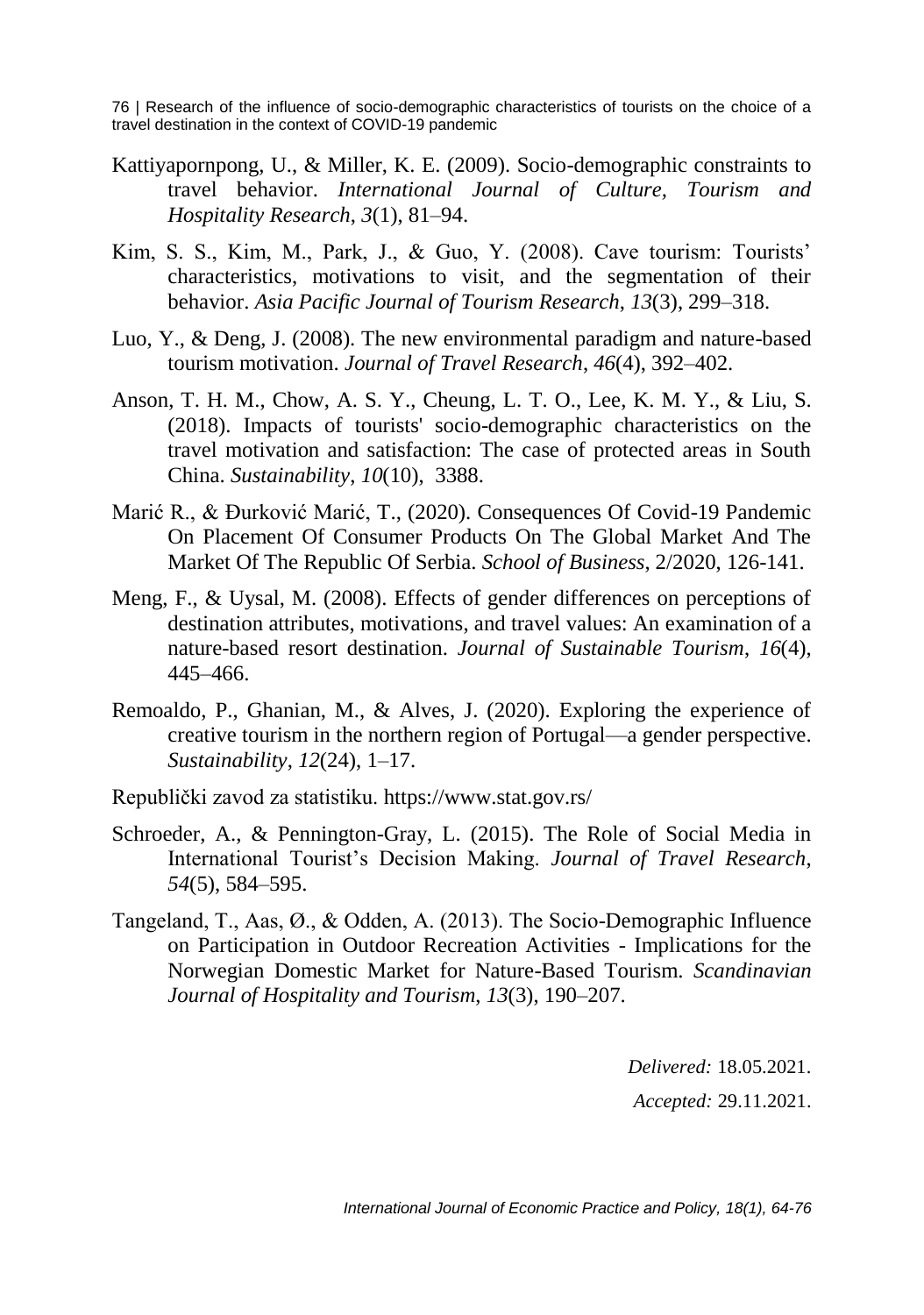Kattiyapornpong, U., & Miller, K. E. (2009). Socio-demographic constraints to travel behavior. *International Journal of Culture, Tourism and Hospitality Research*, *3*(1), 81–94.

Kim, S. S., Kim, M., Park, J., & Guo, Y. (2008). Cave tourism: Tourists' characteristics, motivations to visit, and the segmentation of their behavior. *Asia Pacific Journal of Tourism Research*, *13*(3), 299–318.

Luo, Y., & Deng, J. (2008). The new environmental paradigm and nature-based tourism motivation. *Journal of Travel Research*, *46*(4), 392–402.

Anson, T. H. M., Chow, A. S. Y., Cheung, L. T. O., Lee, K. M. Y., & Liu, S. (2018). Impacts of tourists' socio-demographic characteristics on the travel motivation and satisfaction: The case of protected areas in South China. *Sustainability*, *10*(10), 3388.

Marić R., & Đurković Marić, T., (2020). Consequences Of Covid-19 Pandemic On Placement Of Consumer Products On The Global Market And The Market Of The Republic Of Serbia. *School of Business*, 2/2020, 126-141.

Meng, F., & Uysal, M. (2008). Effects of gender differences on perceptions of destination attributes, motivations, and travel values: An examination of a nature-based resort destination. *Journal of Sustainable Tourism*, *16*(4), 445–466.

Remoaldo, P., Ghanian, M., & Alves, J. (2020). Exploring the experience of creative tourism in the northern region of Portugal—a gender perspective. *Sustainability*, *12*(24), 1–17.

Republički zavod za statistiku. https://www.stat.gov.rs/

Schroeder, A., & Pennington-Gray, L. (2015). The Role of Social Media in International Tourist's Decision Making. *Journal of Travel Research*, *54*(5), 584–595.

Tangeland, T., Aas, Ø., & Odden, A. (2013). The Socio-Demographic Influence on Participation in Outdoor Recreation Activities - Implications for the Norwegian Domestic Market for Nature-Based Tourism. *Scandinavian Journal of Hospitality and Tourism*, *13*(3), 190–207.

*Delivered:* 18.05.2021.

*Accepted:* 29.11.2021.